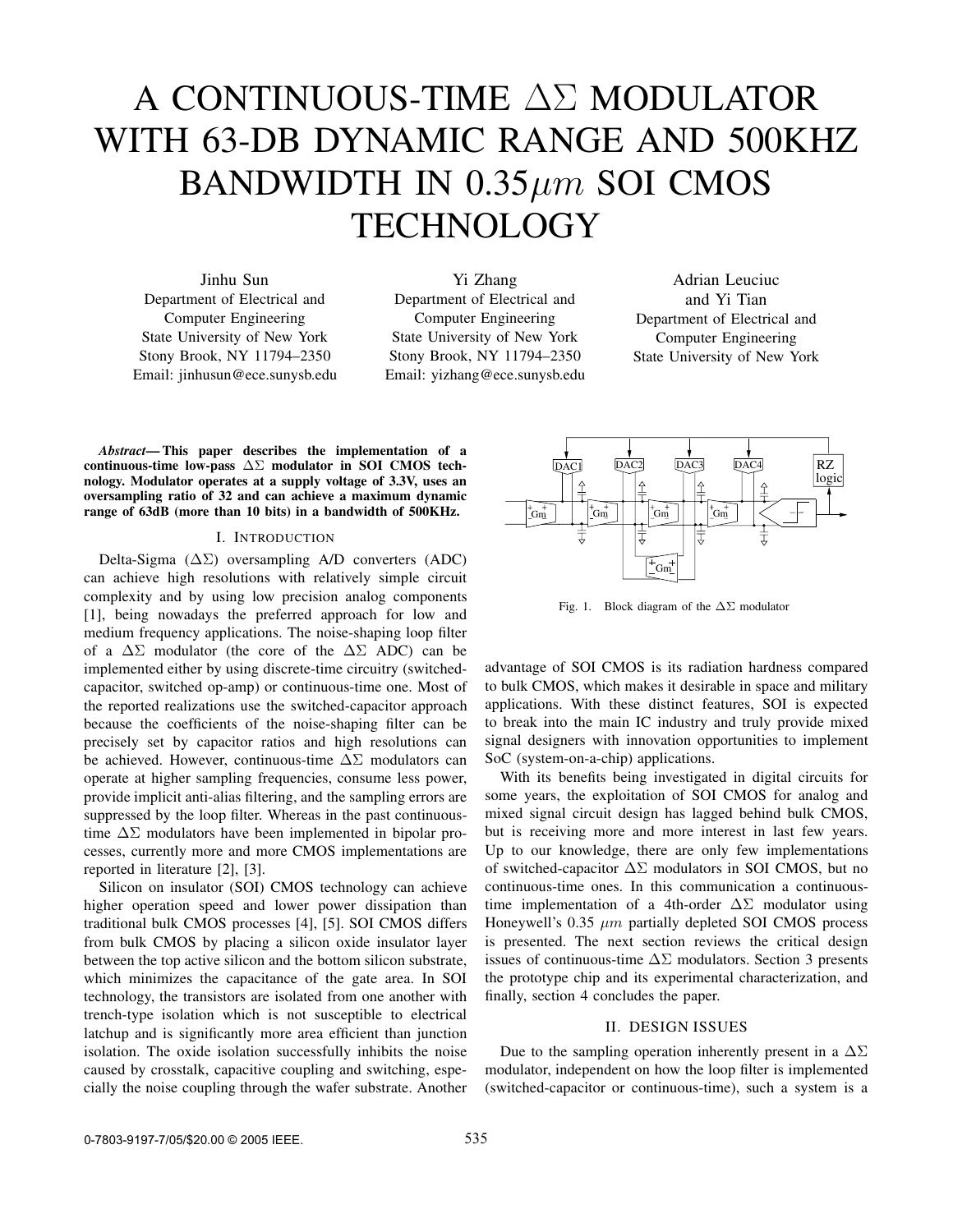# A CONTINUOUS-TIME $\Delta\Sigma$ MODULATOR WITH 63-DB DYNAMIC RANGE AND 500KHZ BANDWIDTH IN 0.35$\mu m$ SOI CMOS TECHNOLOGY

Jinhu Sun
Department of Electrical and Computer Engineering
State University of New York
Stony Brook, NY 11794–2350
Email: jinhusun@ece.sunysb.edu

Yi Zhang
Department of Electrical and Computer Engineering
State University of New York
Stony Brook, NY 11794–2350
Email: yizhang@ece.sunysb.edu

Adrian Leuciuc and Yi Tian
Department of Electrical and Computer Engineering
State University of New York

***Abstract*— This paper describes the implementation of a continuous-time low-pass $\Delta\Sigma$ modulator in SOI CMOS technology. Modulator operates at a supply voltage of 3.3V, uses an oversampling ratio of 32 and can achieve a maximum dynamic range of 63dB (more than 10 bits) in a bandwidth of 500KHz.**

## I. Introduction

Delta-Sigma ($\Delta\Sigma$) oversampling A/D converters (ADC) can achieve high resolutions with relatively simple circuit complexity and by using low precision analog components [1], being nowadays the preferred approach for low and medium frequency applications. The noise-shaping loop filter of a $\Delta\Sigma$ modulator (the core of the $\Delta\Sigma$ ADC) can be implemented either by using discrete-time circuitry (switched-capacitor, switched op-amp) or continuous-time one. Most of the reported realizations use the switched-capacitor approach because the coefficients of the noise-shaping filter can be precisely set by capacitor ratios and high resolutions can be achieved. However, continuous-time $\Delta\Sigma$ modulators can operate at higher sampling frequencies, consume less power, provide implicit anti-alias filtering, and the sampling errors are suppressed by the loop filter. Whereas in the past continuous-time $\Delta\Sigma$ modulators have been implemented in bipolar processes, currently more and more CMOS implementations are reported in literature [2], [3].

Silicon on insulator (SOI) CMOS technology can achieve higher operation speed and lower power dissipation than traditional bulk CMOS processes [4], [5]. SOI CMOS differs from bulk CMOS by placing a silicon oxide insulator layer between the top active silicon and the bottom silicon substrate, which minimizes the capacitance of the gate area. In SOI technology, the transistors are isolated from one another with trench-type isolation which is not susceptible to electrical latchup and is significantly more area efficient than junction isolation. The oxide isolation successfully inhibits the noise caused by crosstalk, capacitive coupling and switching, especially the noise coupling through the wafer substrate. Another advantage of SOI CMOS is its radiation hardness compared to bulk CMOS, which makes it desirable in space and military applications. With these distinct features, SOI is expected to break into the main IC industry and truly provide mixed signal designers with innovation opportunities to implement SoC (system-on-a-chip) applications.

Fig. 1. Block diagram of the $\Delta\Sigma$ modulator

With its benefits being investigated in digital circuits for some years, the exploitation of SOI CMOS for analog and mixed signal circuit design has lagged behind bulk CMOS, but is receiving more and more interest in last few years. Up to our knowledge, there are only few implementations of switched-capacitor $\Delta\Sigma$ modulators in SOI CMOS, but no continuous-time ones. In this communication a continuous-time implementation of a 4th-order $\Delta\Sigma$ modulator using Honeywell's 0.35 $\mu m$ partially depleted SOI CMOS process is presented. The next section reviews the critical design issues of continuous-time $\Delta\Sigma$ modulators. Section 3 presents the prototype chip and its experimental characterization, and finally, section 4 concludes the paper.

## II. Design Issues

Due to the sampling operation inherently present in a $\Delta\Sigma$ modulator, independent on how the loop filter is implemented (switched-capacitor or continuous-time), such a system is a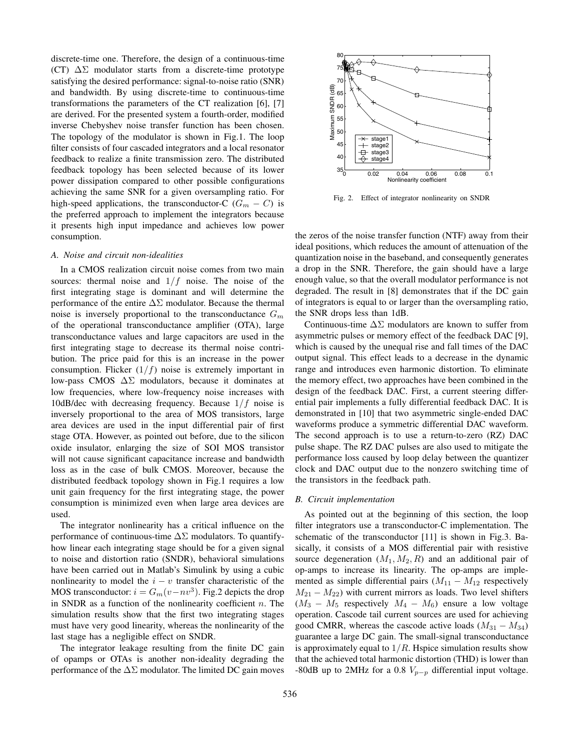discrete-time one. Therefore, the design of a continuous-time (CT) $\Delta\Sigma$ modulator starts from a discrete-time prototype satisfying the desired performance: signal-to-noise ratio (SNR) and bandwidth. By using discrete-time to continuous-time transformations the parameters of the CT realization [6], [7] are derived. For the presented system a fourth-order, modified inverse Chebyshev noise transfer function has been chosen. The topology of the modulator is shown in Fig.1. The loop filter consists of four cascaded integrators and a local resonator feedback to realize a finite transmission zero. The distributed feedback topology has been selected because of its lower power dissipation compared to other possible configurations achieving the same SNR for a given oversampling ratio. For high-speed applications, the transconductor-C ($G_m - C$) is the preferred approach to implement the integrators because it presents high input impedance and achieves low power consumption.

### A. Noise and circuit non-idealities

In a CMOS realization circuit noise comes from two main sources: thermal noise and $1/f$ noise. The noise of the first integrating stage is dominant and will determine the performance of the entire $\Delta\Sigma$ modulator. Because the thermal noise is inversely proportional to the transconductance $G_m$ of the operational transconductance amplifier (OTA), large transconductance values and large capacitors are used in the first integrating stage to decrease its thermal noise contribution. The price paid for this is an increase in the power consumption. Flicker ($1/f$) noise is extremely important in low-pass CMOS $\Delta\Sigma$ modulators, because it dominates at low frequencies, where low-frequency noise increases with 10dB/dec with decreasing frequency. Because $1/f$ noise is inversely proportional to the area of MOS transistors, large area devices are used in the input differential pair of first stage OTA. However, as pointed out before, due to the silicon oxide insulator, enlarging the size of SOI MOS transistor will not cause significant capacitance increase and bandwidth loss as in the case of bulk CMOS. Moreover, because the distributed feedback topology shown in Fig.1 requires a low unit gain frequency for the first integrating stage, the power consumption is minimized even when large area devices are used.

The integrator nonlinearity has a critical influence on the performance of continuous-time $\Delta\Sigma$ modulators. To quantify how linear each integrating stage should be for a given signal to noise and distortion ratio (SNDR), behavioral simulations have been carried out in Matlab's Simulink by using a cubic nonlinearity to model the $i-v$ transfer characteristic of the MOS transconductor: $i = G_m(v - nv^3)$. Fig.2 depicts the drop in SNDR as a function of the nonlinearity coefficient $n$. The simulation results show that the first two integrating stages must have very good linearity, whereas the nonlinearity of the last stage has a negligible effect on SNDR.

The integrator leakage resulting from the finite DC gain of opamps or OTAs is another non-ideality degrading the performance of the $\Delta\Sigma$ modulator. The limited DC gain moves the zeros of the noise transfer function (NTF) away from their ideal positions, which reduces the amount of attenuation of the quantization noise in the baseband, and consequently generates a drop in the SNR. Therefore, the gain should have a large enough value, so that the overall modulator performance is not degraded. The result in [8] demonstrates that if the DC gain of integrators is equal to or larger than the oversampling ratio, the SNR drops less than 1dB.

Fig. 2. Effect of integrator nonlinearity on SNDR

Continuous-time $\Delta\Sigma$ modulators are known to suffer from asymmetric pulses or memory effect of the feedback DAC [9], which is caused by the unequal rise and fall times of the DAC output signal. This effect leads to a decrease in the dynamic range and introduces even harmonic distortion. To eliminate the memory effect, two approaches have been combined in the design of the feedback DAC. First, a current steering differential pair implements a fully differential feedback DAC. It is demonstrated in [10] that two asymmetric single-ended DAC waveforms produce a symmetric differential DAC waveform. The second approach is to use a return-to-zero (RZ) DAC pulse shape. The RZ DAC pulses are also used to mitigate the performance loss caused by loop delay between the quantizer clock and DAC output due to the nonzero switching time of the transistors in the feedback path.

### B. Circuit implementation

As pointed out at the beginning of this section, the loop filter integrators use a transconductor-C implementation. The schematic of the transconductor [11] is shown in Fig.3. Basically, it consists of a MOS differential pair with resistive source degeneration ($M_1, M_2, R$) and an additional pair of op-amps to increase its linearity. The op-amps are implemented as simple differential pairs ($M_{11} - M_{12}$ respectively $M_{21} - M_{22}$) with current mirrors as loads. Two level shifters ($M_3 - M_5$ respectively $M_4 - M_6$) ensure a low voltage operation. Cascode tail current sources are used for achieving good CMRR, whereas the cascode active loads ($M_{31} - M_{34}$) guarantee a large DC gain. The small-signal transconductance is approximately equal to $1/R$. Hspice simulation results show that the achieved total harmonic distortion (THD) is lower than -80dB up to 2MHz for a 0.8 $V_{p-p}$ differential input voltage.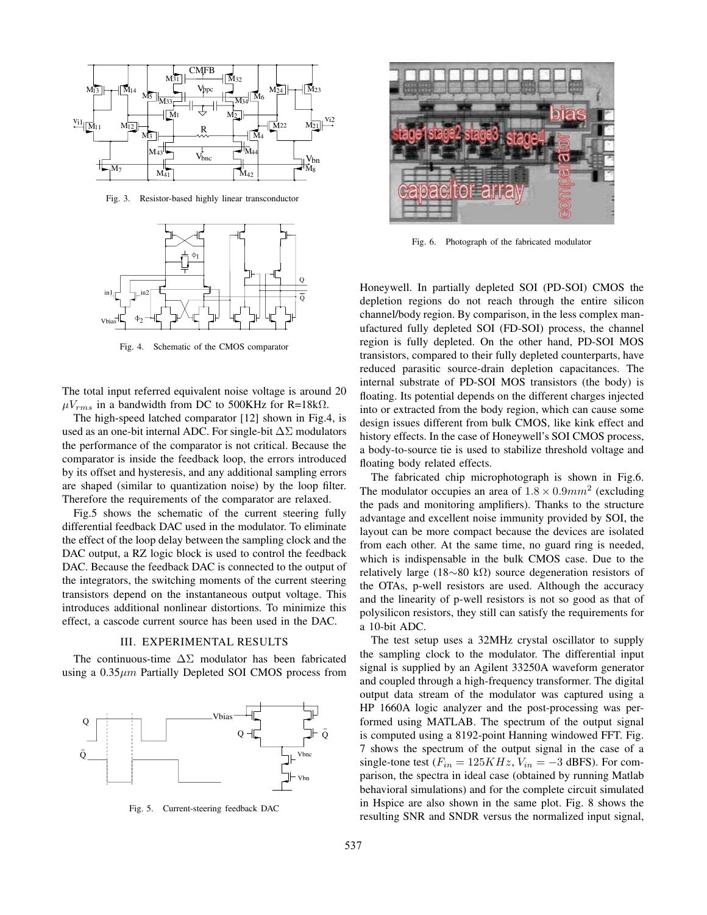Fig. 3. Resistor-based highly linear transconductor

Fig. 4. Schematic of the CMOS comparator

The total input referred equivalent noise voltage is around 20 $\mu V_{rms}$ in a bandwidth from DC to 500KHz for R=18kΩ.

The high-speed latched comparator [12] shown in Fig.4, is used as an one-bit internal ADC. For single-bit $\Delta\Sigma$ modulators the performance of the comparator is not critical. Because the comparator is inside the feedback loop, the errors introduced by its offset and hysteresis, and any additional sampling errors are shaped (similar to quantization noise) by the loop filter. Therefore the requirements of the comparator are relaxed.

Fig.5 shows the schematic of the current steering fully differential feedback DAC used in the modulator. To eliminate the effect of the loop delay between the sampling clock and the DAC output, a RZ logic block is used to control the feedback DAC. Because the feedback DAC is connected to the output of the integrators, the switching moments of the current steering transistors depend on the instantaneous output voltage. This introduces additional nonlinear distortions. To minimize this effect, a cascode current source has been used in the DAC.

## III. EXPERIMENTAL RESULTS

The continuous-time $\Delta\Sigma$ modulator has been fabricated using a 0.35$\mu m$ Partially Depleted SOI CMOS process from Honeywell. In partially depleted SOI (PD-SOI) CMOS the depletion regions do not reach through the entire silicon channel/body region. By comparison, in the less complex manufactured fully depleted SOI (FD-SOI) process, the channel region is fully depleted. On the other hand, PD-SOI MOS transistors, compared to their fully depleted counterparts, have reduced parasitic source-drain depletion capacitances. The internal substrate of PD-SOI MOS transistors (the body) is floating. Its potential depends on the different charges injected into or extracted from the body region, which can cause some design issues different from bulk CMOS, like kink effect and history effects. In the case of Honeywell's SOI CMOS process, a body-to-source tie is used to stabilize threshold voltage and floating body related effects.

Fig. 5. Current-steering feedback DAC

Fig. 6. Photograph of the fabricated modulator

The fabricated chip microphotograph is shown in Fig.6. The modulator occupies an area of $1.8 \times 0.9 mm^2$ (excluding the pads and monitoring amplifiers). Thanks to the structure advantage and excellent noise immunity provided by SOI, the layout can be more compact because the devices are isolated from each other. At the same time, no guard ring is needed, which is indispensable in the bulk CMOS case. Due to the relatively large (18∼80 kΩ) source degeneration resistors of the OTAs, p-well resistors are used. Although the accuracy and the linearity of p-well resistors is not so good as that of polysilicon resistors, they still can satisfy the requirements for a 10-bit ADC.

The test setup uses a 32MHz crystal oscillator to supply the sampling clock to the modulator. The differential input signal is supplied by an Agilent 33250A waveform generator and coupled through a high-frequency transformer. The digital output data stream of the modulator was captured using a HP 1660A logic analyzer and the post-processing was performed using MATLAB. The spectrum of the output signal is computed using a 8192-point Hanning windowed FFT. Fig. 7 shows the spectrum of the output signal in the case of a single-tone test ($F_{in} = 125KHz$, $V_{in} = -3$ dBFS). For comparison, the spectra in ideal case (obtained by running Matlab behavioral simulations) and for the complete circuit simulated in Hspice are also shown in the same plot. Fig. 8 shows the resulting SNR and SNDR versus the normalized input signal,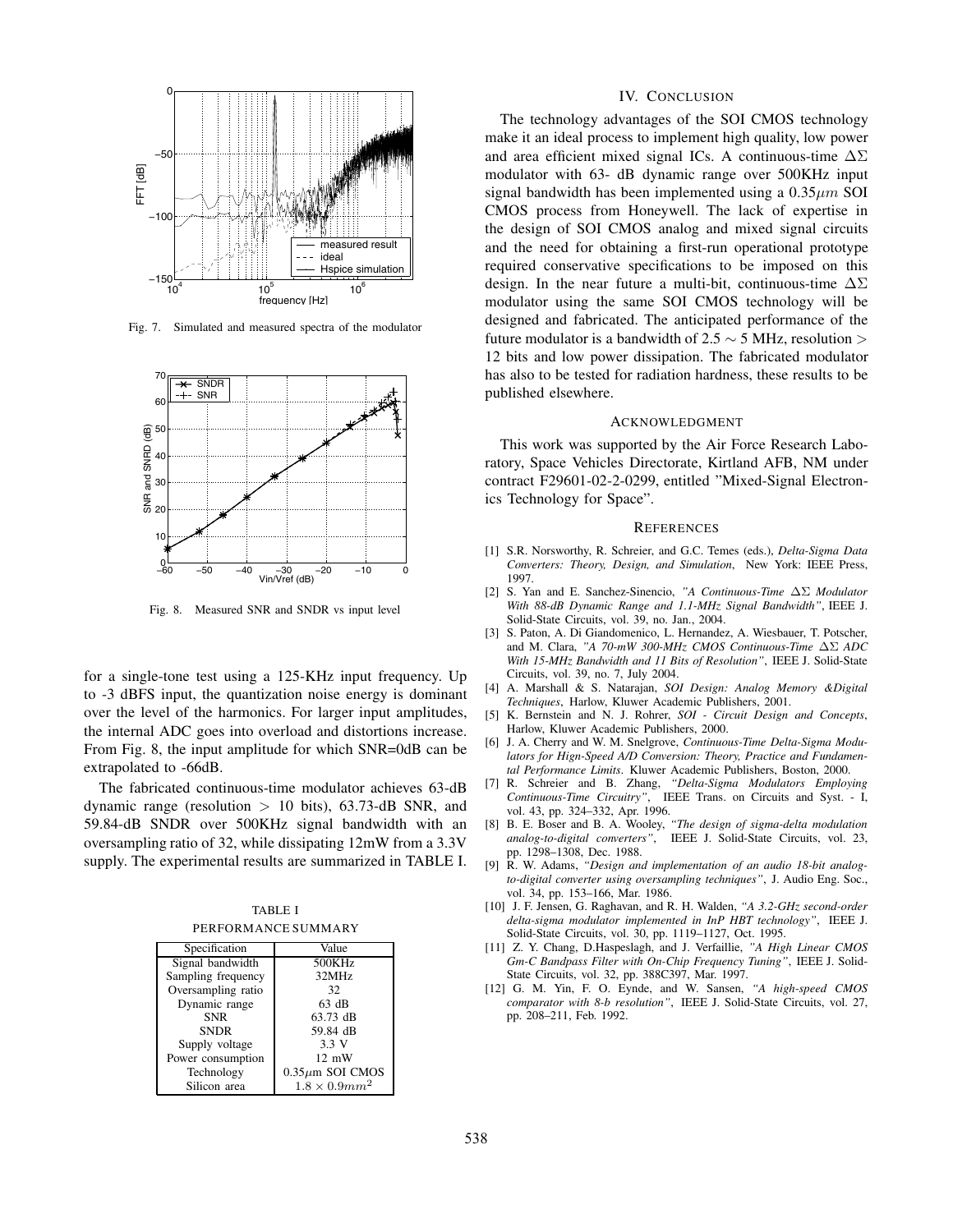0

−50

−100

−150

FFT [dB]

$10^4$ $10^5$ $10^6$

frequency [Hz]

measured result

ideal

Hspice simulation

Fig. 7. Simulated and measured spectra of the modulator

70

60

50

40

30

20

10

0

SNR and SNRD (dB)

−60 −50 −40 −30 −20 −10 0

Vin/Vref (dB)

SNDR

SNR

Fig. 8. Measured SNR and SNDR vs input level

for a single-tone test using a 125-KHz input frequency. Up to -3 dBFS input, the quantization noise energy is dominant over the level of the harmonics. For larger input amplitudes, the internal ADC goes into overload and distortions increase. From Fig. 8, the input amplitude for which SNR=0dB can be extrapolated to -66dB.

The fabricated continuous-time modulator achieves 63-dB dynamic range (resolution > 10 bits), 63.73-dB SNR, and 59.84-dB SNDR over 500KHz signal bandwidth with an oversampling ratio of 32, while dissipating 12mW from a 3.3V supply. The experimental results are summarized in TABLE I.

TABLE I
PERFORMANCE SUMMARY

| Specification | Value |
|---|---|
| Signal bandwidth | 500KHz |
| Sampling frequency | 32MHz |
| Oversampling ratio | 32 |
| Dynamic range | 63 dB |
| SNR | 63.73 dB |
| SNDR | 59.84 dB |
| Supply voltage | 3.3 V |
| Power consumption | 12 mW |
| Technology | $0.35\mu$m SOI CMOS |
| Silicon area | $1.8 \times 0.9mm^2$ |

## IV. Conclusion

The technology advantages of the SOI CMOS technology make it an ideal process to implement high quality, low power and area efficient mixed signal ICs. A continuous-time $\Delta\Sigma$ modulator with 63- dB dynamic range over 500KHz input signal bandwidth has been implemented using a $0.35\mu m$ SOI CMOS process from Honeywell. The lack of expertise in the design of SOI CMOS analog and mixed signal circuits and the need for obtaining a first-run operational prototype required conservative specifications to be imposed on this design. In the near future a multi-bit, continuous-time $\Delta\Sigma$ modulator using the same SOI CMOS technology will be designed and fabricated. The anticipated performance of the future modulator is a bandwidth of $2.5 \sim 5$ MHz, resolution > 12 bits and low power dissipation. The fabricated modulator has also to be tested for radiation hardness, these results to be published elsewhere.

## Acknowledgment

This work was supported by the Air Force Research Laboratory, Space Vehicles Directorate, Kirtland AFB, NM under contract F29601-02-2-0299, entitled "Mixed-Signal Electronics Technology for Space".

## References

[1] S.R. Norsworthy, R. Schreier, and G.C. Temes (eds.), *Delta-Sigma Data Converters: Theory, Design, and Simulation*, New York: IEEE Press, 1997.

[2] S. Yan and E. Sanchez-Sinencio, *"A Continuous-Time $\Delta\Sigma$ Modulator With 88-dB Dynamic Range and 1.1-MHz Signal Bandwidth"*, IEEE J. Solid-State Circuits, vol. 39, no. Jan., 2004.

[3] S. Paton, A. Di Giandomenico, L. Hernandez, A. Wiesbauer, T. Potscher, and M. Clara, *"A 70-mW 300-MHz CMOS Continuous-Time $\Delta\Sigma$ ADC With 15-MHz Bandwidth and 11 Bits of Resolution"*, IEEE J. Solid-State Circuits, vol. 39, no. 7, July 2004.

[4] A. Marshall & S. Natarajan, *SOI Design: Analog Memory &Digital Techniques*, Harlow, Kluwer Academic Publishers, 2001.

[5] K. Bernstein and N. J. Rohrer, *SOI - Circuit Design and Concepts*, Harlow, Kluwer Academic Publishers, 2000.

[6] J. A. Cherry and W. M. Snelgrove, *Continuous-Time Delta-Sigma Modulators for Hign-Speed A/D Conversion: Theory, Practice and Fundamental Performance Limits*. Kluwer Academic Publishers, Boston, 2000.

[7] R. Schreier and B. Zhang, *"Delta-Sigma Modulators Employing Continuous-Time Circuitry"*, IEEE Trans. on Circuits and Syst. - I, vol. 43, pp. 324–332, Apr. 1996.

[8] B. E. Boser and B. A. Wooley, *"The design of sigma-delta modulation analog-to-digital converters"*, IEEE J. Solid-State Circuits, vol. 23, pp. 1298–1308, Dec. 1988.

[9] R. W. Adams, *"Design and implementation of an audio 18-bit analog-to-digital converter using oversampling techniques"*, J. Audio Eng. Soc., vol. 34, pp. 153–166, Mar. 1986.

[10] J. F. Jensen, G. Raghavan, and R. H. Walden, *"A 3.2-GHz second-order delta-sigma modulator implemented in InP HBT technology"*, IEEE J. Solid-State Circuits, vol. 30, pp. 1119–1127, Oct. 1995.

[11] Z. Y. Chang, D.Haspeslagh, and J. Verfaillie, *"A High Linear CMOS Gm-C Bandpass Filter with On-Chip Frequency Tuning"*, IEEE J. Solid-State Circuits, vol. 32, pp. 388C397, Mar. 1997.

[12] G. M. Yin, F. O. Eynde, and W. Sansen, *"A high-speed CMOS comparator with 8-b resolution"*, IEEE J. Solid-State Circuits, vol. 27, pp. 208–211, Feb. 1992.